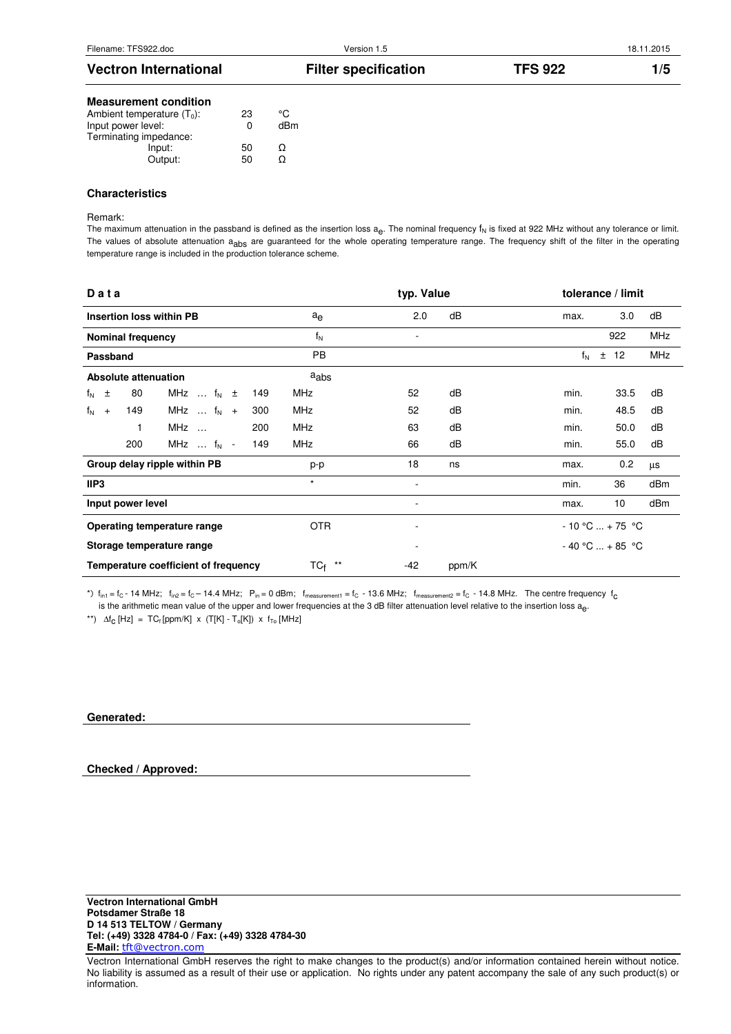## Measurement condition

| | | |
|---|---|---|
| Ambient temperature ($T_0$): | 23 | °C |
| Input power level: | 0 | dBm |
| Terminating impedance: | | |
| Input: | 50 | Ω |
| Output: | 50 | Ω |

## Characteristics

Remark:

The maximum attenuation in the passband is defined as the insertion loss $a_e$. The nominal frequency $f_N$ is fixed at 922 MHz without any tolerance or limit. The values of absolute attenuation $a_{abs}$ are guaranteed for the whole operating temperature range. The frequency shift of the filter in the operating temperature range is included in the production tolerance scheme.

| Data | | typ. Value | | tolerance / limit | | |
|---|---|---|---|---|---|---|
| **Insertion loss within PB** | $a_e$ | 2.0 | dB | max. | 3.0 | dB |
| **Nominal frequency** | $f_N$ | - | | | 922 | MHz |
| **Passband** | PB | | | | $f_N$ ± 12 | MHz |
| **Absolute attenuation** | $a_{abs}$ | | | | | |
| $f_N$ ± 80 MHz … $f_N$ ± 149 | MHz | 52 | dB | min. | 33.5 | dB |
| $f_N$ + 149 MHz … $f_N$ + 300 | MHz | 52 | dB | min. | 48.5 | dB |
| 1 MHz … 200 | MHz | 63 | dB | min. | 50.0 | dB |
| 200 MHz … $f_N$ - 149 | MHz | 66 | dB | min. | 55.0 | dB |
| **Group delay ripple within PB** | p-p | 18 | ns | max. | 0.2 | µs |
| **IIP3** | * | - | | min. | 36 | dBm |
| **Input power level** | | - | | max. | 10 | dBm |
| **Operating temperature range** | OTR | - | | | - 10 °C ... + 75 °C | |
| **Storage temperature range** | | - | | | - 40 °C ... + 85 °C | |
| **Temperature coefficient of frequency** | $TC_f$ ** | -42 | ppm/K | | | |

*) $f_{in1} = f_C$ - 14 MHz; $f_{in2} = f_C$ – 14.4 MHz; $P_{in}$ = 0 dBm; $f_{measurement1} = f_C$ - 13.6 MHz; $f_{measurement2} = f_C$ - 14.8 MHz. The centre frequency $f_C$ is the arithmetic mean value of the upper and lower frequencies at the 3 dB filter attenuation level relative to the insertion loss $a_e$.

**) $\Delta f_C$ [Hz] = $TC_f$ [ppm/K] x (T[K] - $T_o$[K]) x $f_{To}$ [MHz]

**Generated:**

**Checked / Approved:**

**Vectron International GmbH**
**Potsdamer Straße 18**
**D 14 513 TELTOW / Germany**
**Tel: (+49) 3328 4784-0 / Fax: (+49) 3328 4784-30**
**E-Mail:** tft@vectron.com

Vectron International GmbH reserves the right to make changes to the product(s) and/or information contained herein without notice. No liability is assumed as a result of their use or application. No rights under any patent accompany the sale of any such product(s) or information.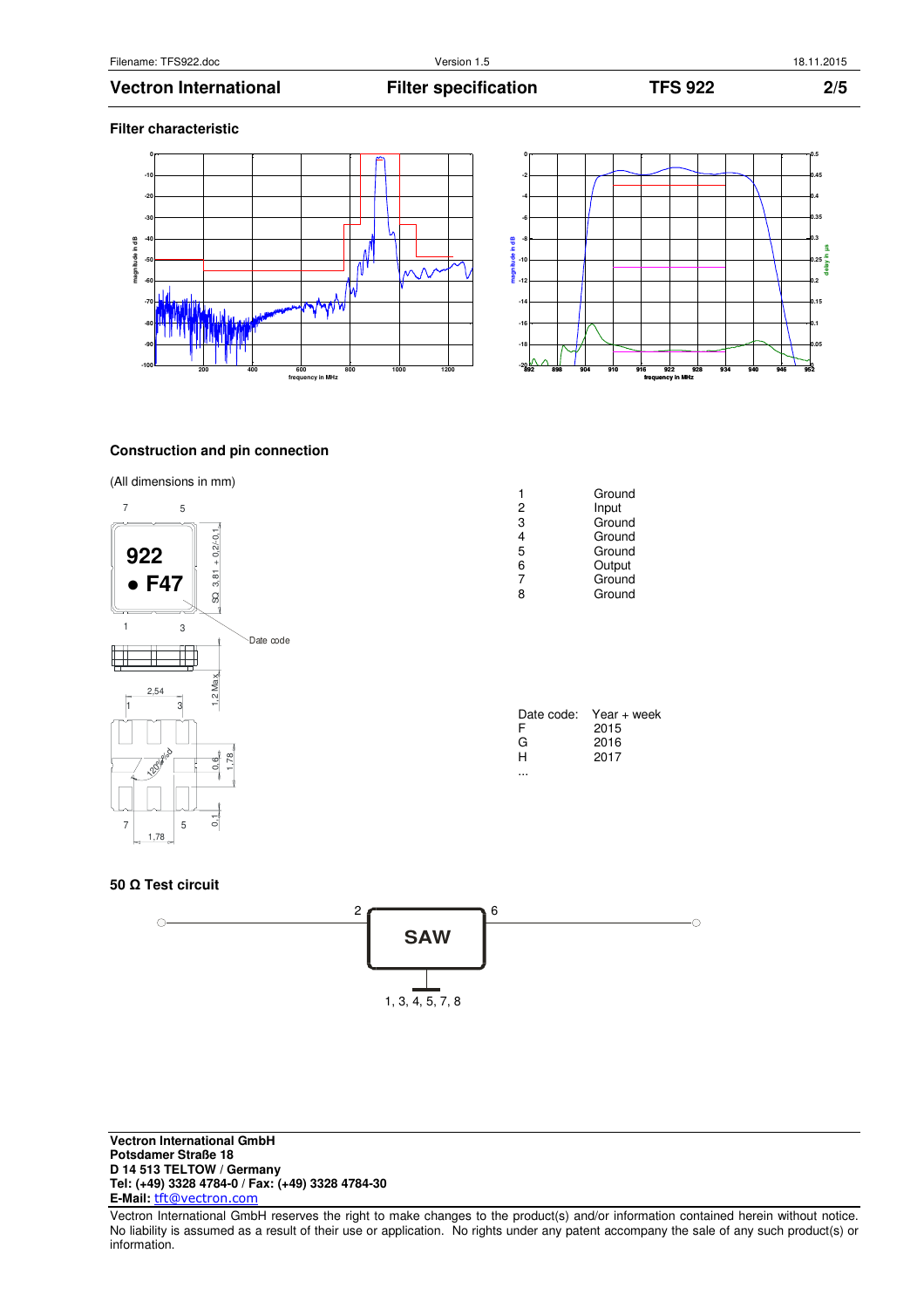### Filter characteristic

### Construction and pin connection

(All dimensions in mm)

| Pin | Function |
|---|---|
| 1 | Ground |
| 2 | Input |
| 3 | Ground |
| 4 | Ground |
| 5 | Ground |
| 6 | Output |
| 7 | Ground |
| 8 | Ground |

| Date code: | Year + week |
|---|---|
| F | 2015 |
| G | 2016 |
| H | 2017 |
| ... | |

### 50 Ω Test circuit

**Vectron International GmbH**
**Potsdamer Straße 18**
**D 14 513 TELTOW / Germany**
**Tel: (+49) 3328 4784-0 / Fax: (+49) 3328 4784-30**
**E-Mail:** tft@vectron.com

Vectron International GmbH reserves the right to make changes to the product(s) and/or information contained herein without notice. No liability is assumed as a result of their use or application. No rights under any patent accompany the sale of any such product(s) or information.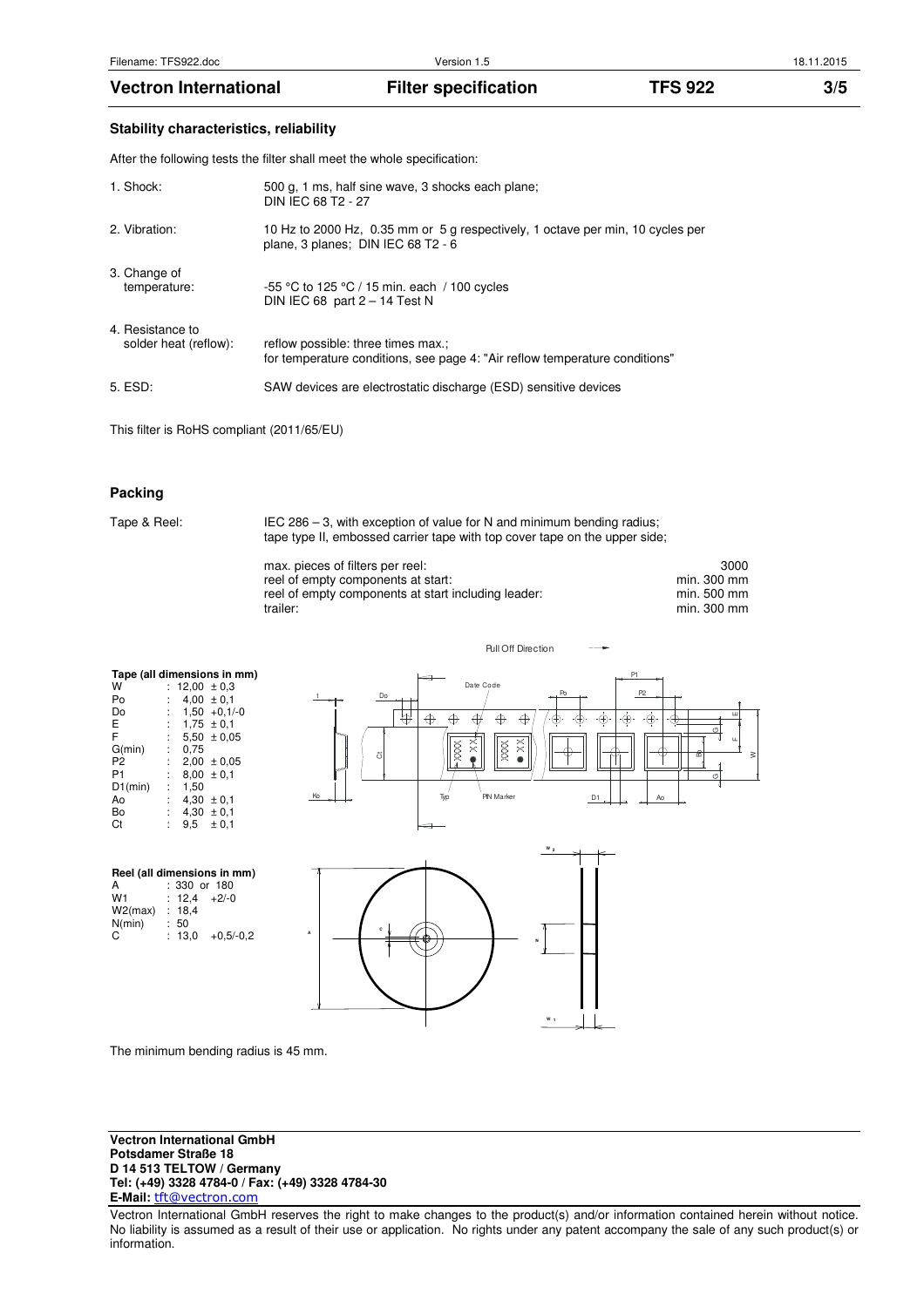### Stability characteristics, reliability

After the following tests the filter shall meet the whole specification:

| | |
|---|---|
| 1. Shock: | 500 g, 1 ms, half sine wave, 3 shocks each plane; DIN IEC 68 T2 - 27 |
| 2. Vibration: | 10 Hz to 2000 Hz, 0.35 mm or 5 g respectively, 1 octave per min, 10 cycles per plane, 3 planes; DIN IEC 68 T2 - 6 |
| 3. Change of temperature: | -55 °C to 125 °C / 15 min. each / 100 cycles DIN IEC 68 part 2 – 14 Test N |
| 4. Resistance to solder heat (reflow): | reflow possible: three times max.; for temperature conditions, see page 4: "Air reflow temperature conditions" |
| 5. ESD: | SAW devices are electrostatic discharge (ESD) sensitive devices |

This filter is RoHS compliant (2011/65/EU)

### Packing

Tape & Reel: IEC 286 – 3, with exception of value for N and minimum bending radius; tape type II, embossed carrier tape with top cover tape on the upper side;

| | |
|---|---|
| max. pieces of filters per reel: | 3000 |
| reel of empty components at start: | min. 300 mm |
| reel of empty components at start including leader: | min. 500 mm |
| trailer: | min. 300 mm |

**Tape (all dimensions in mm)**

| | | |
|---|---|---|
| W | : | 12,00 ± 0,3 |
| Po | : | 4,00 ± 0,1 |
| Do | : | 1,50 +0,1/-0 |
| E | : | 1,75 ± 0,1 |
| F | : | 5,50 ± 0,05 |
| G(min) | : | 0,75 |
| P2 | : | 2,00 ± 0,05 |
| P1 | : | 8,00 ± 0,1 |
| D1(min) | : | 1,50 |
| Ao | : | 4,30 ± 0,1 |
| Bo | : | 4,30 ± 0,1 |
| Ct | : | 9,5 ± 0,1 |

**Reel (all dimensions in mm)**

| | | |
|---|---|---|
| A | : | 330 or 180 |
| W1 | : | 12,4 +2/-0 |
| W2(max) | : | 18,4 |
| N(min) | : | 50 |
| C | : | 13,0 +0,5/-0,2 |

The minimum bending radius is 45 mm.

**Vectron International GmbH**
**Potsdamer Straße 18**
**D 14 513 TELTOW / Germany**
**Tel: (+49) 3328 4784-0 / Fax: (+49) 3328 4784-30**
**E-Mail:** tft@vectron.com

Vectron International GmbH reserves the right to make changes to the product(s) and/or information contained herein without notice. No liability is assumed as a result of their use or application. No rights under any patent accompany the sale of any such product(s) or information.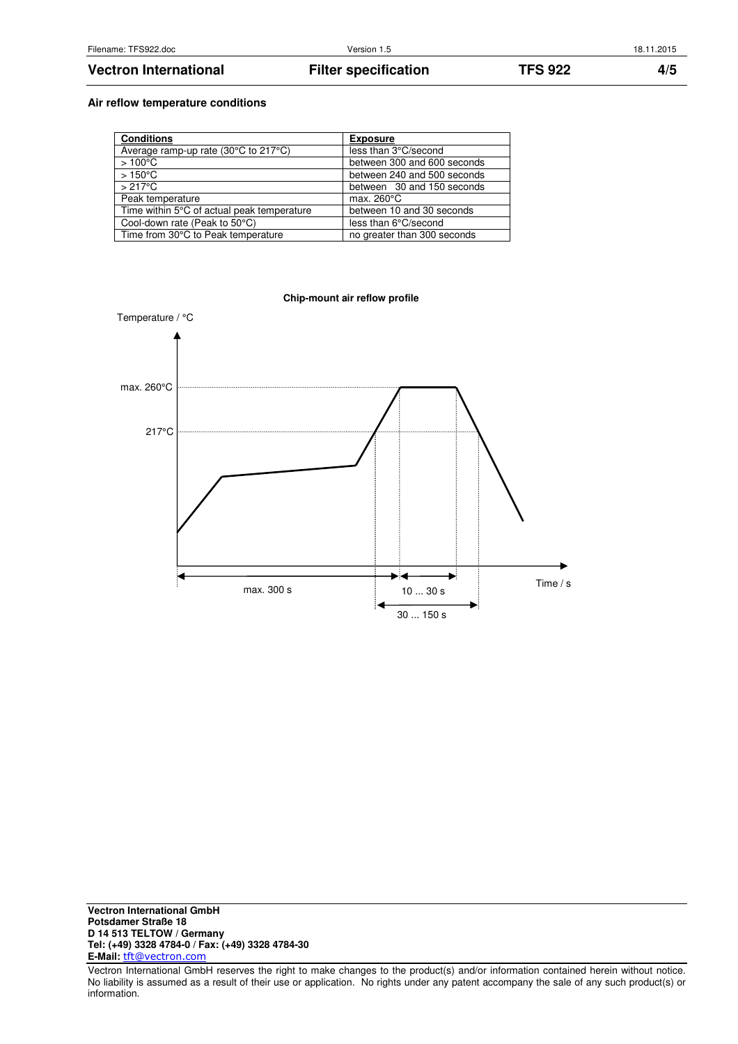**Air reflow temperature conditions**

| Conditions | Exposure |
|---|---|
| Average ramp-up rate (30°C to 217°C) | less than 3°C/second |
| > 100°C | between 300 and 600 seconds |
| > 150°C | between 240 and 500 seconds |
| > 217°C | between 30 and 150 seconds |
| Peak temperature | max. 260°C |
| Time within 5°C of actual peak temperature | between 10 and 30 seconds |
| Cool-down rate (Peak to 50°C) | less than 6°C/second |
| Time from 30°C to Peak temperature | no greater than 300 seconds |

**Chip-mount air reflow profile**

Temperature / °C

max. 260°C

217°C

max. 300 s

10 ... 30 s

30 ... 150 s

Time / s

**Vectron International GmbH**
**Potsdamer Straße 18**
**D 14 513 TELTOW / Germany**
**Tel: (+49) 3328 4784-0 / Fax: (+49) 3328 4784-30**
**E-Mail:** tft@vectron.com

Vectron International GmbH reserves the right to make changes to the product(s) and/or information contained herein without notice. No liability is assumed as a result of their use or application. No rights under any patent accompany the sale of any such product(s) or information.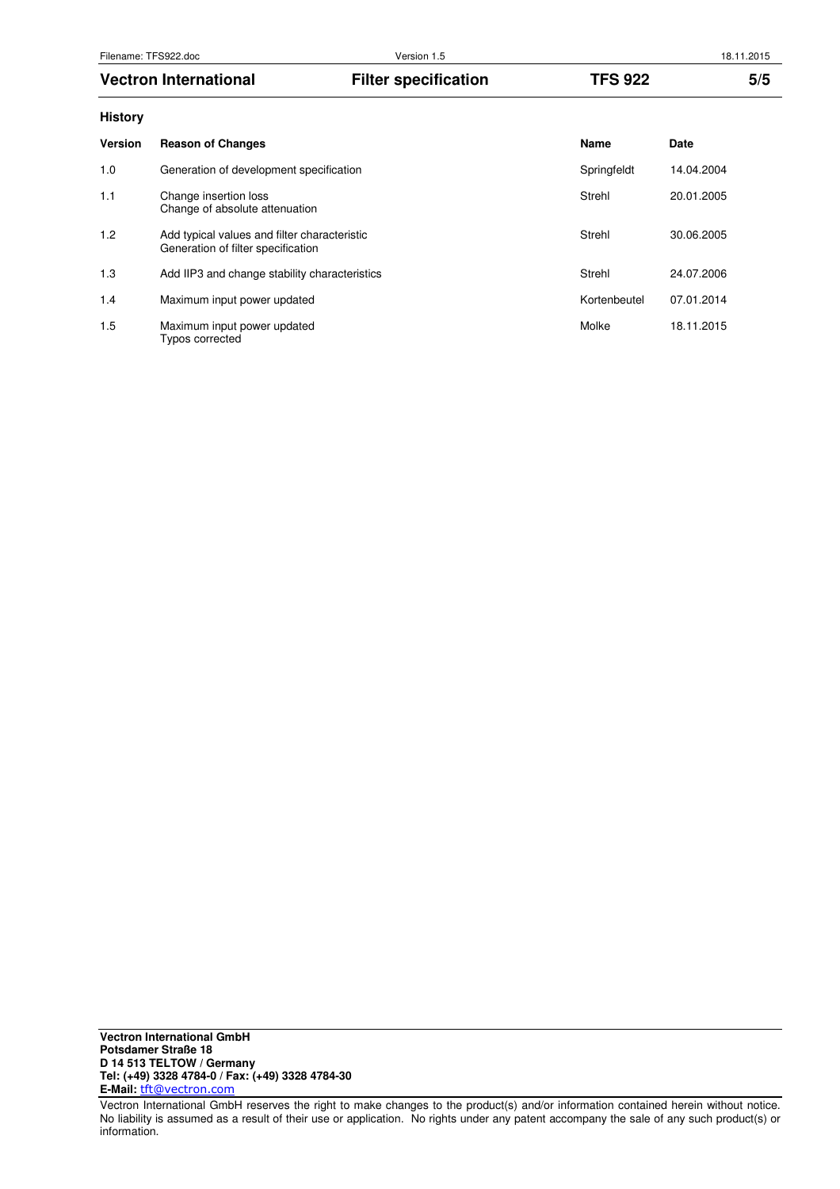## History

| Version | Reason of Changes | Name | Date |
|---|---|---|---|
| 1.0 | Generation of development specification | Springfeldt | 14.04.2004 |
| 1.1 | Change insertion loss<br>Change of absolute attenuation | Strehl | 20.01.2005 |
| 1.2 | Add typical values and filter characteristic<br>Generation of filter specification | Strehl | 30.06.2005 |
| 1.3 | Add IIP3 and change stability characteristics | Strehl | 24.07.2006 |
| 1.4 | Maximum input power updated | Kortenbeutel | 07.01.2014 |
| 1.5 | Maximum input power updated<br>Typos corrected | Molke | 18.11.2015 |

**Vectron International GmbH**
**Potsdamer Straße 18**
**D 14 513 TELTOW / Germany**
**Tel: (+49) 3328 4784-0 / Fax: (+49) 3328 4784-30**
**E-Mail:** tft@vectron.com

Vectron International GmbH reserves the right to make changes to the product(s) and/or information contained herein without notice. No liability is assumed as a result of their use or application. No rights under any patent accompany the sale of any such product(s) or information.